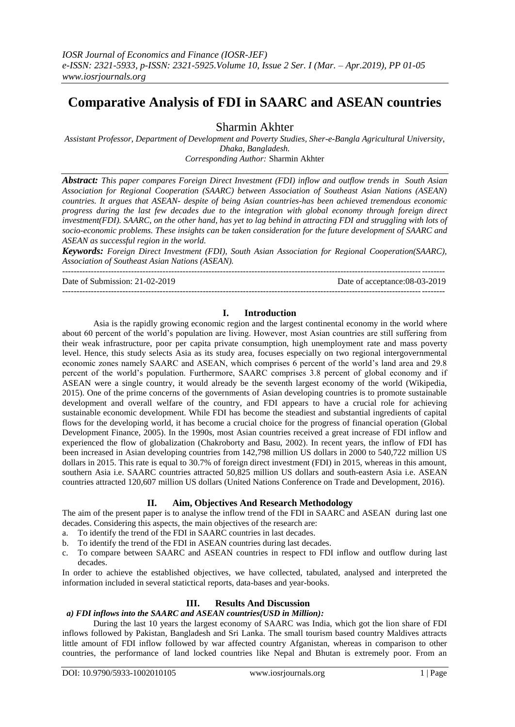# Comparative Analysis of FDI in SAARC and ASEAN countries

Sharmin Akhter

*Assistant Professor, Department of Development and Poverty Studies, Sher-e-Bangla Agricultural University, Dhaka, Bangladesh.*
*Corresponding Author:* Sharmin Akhter

***Abstract:*** *This paper compares Foreign Direct Investment (FDI) inflow and outflow trends in South Asian Association for Regional Cooperation (SAARC) between Association of Southeast Asian Nations (ASEAN) countries. It argues that ASEAN- despite of being Asian countries-has been achieved tremendous economic progress during the last few decades due to the integration with global economy through foreign direct investment(FDI). SAARC, on the other hand, has yet to lag behind in attracting FDI and struggling with lots of socio-economic problems. These insights can be taken consideration for the future development of SAARC and ASEAN as successful region in the world.*

***Keywords:*** *Foreign Direct Investment (FDI), South Asian Association for Regional Cooperation(SAARC), Association of Southeast Asian Nations (ASEAN).*

---

Date of Submission: 21-02-2019 Date of acceptance:08-03-2019

---

## I. Introduction

Asia is the rapidly growing economic region and the largest continental economy in the world where about 60 percent of the world's population are living. However, most Asian countries are still suffering from their weak infrastructure, poor per capita private consumption, high unemployment rate and mass poverty level. Hence, this study selects Asia as its study area, focuses especially on two regional intergovernmental economic zones namely SAARC and ASEAN, which comprises 6 percent of the world's land area and 29.8 percent of the world's population. Furthermore, SAARC comprises 3.8 percent of global economy and if ASEAN were a single country, it would already be the seventh largest economy of the world (Wikipedia, 2015). One of the prime concerns of the governments of Asian developing countries is to promote sustainable development and overall welfare of the country, and FDI appears to have a crucial role for achieving sustainable economic development. While FDI has become the steadiest and substantial ingredients of capital flows for the developing world, it has become a crucial choice for the progress of financial operation (Global Development Finance, 2005). In the 1990s, most Asian countries received a great increase of FDI inflow and experienced the flow of globalization (Chakroborty and Basu, 2002). In recent years, the inflow of FDI has been increased in Asian developing countries from 142,798 million US dollars in 2000 to 540,722 million US dollars in 2015. This rate is equal to 30.7% of foreign direct investment (FDI) in 2015, whereas in this amount, southern Asia i.e. SAARC countries attracted 50,825 million US dollars and south-eastern Asia i.e. ASEAN countries attracted 120,607 million US dollars (United Nations Conference on Trade and Development, 2016).

## II. Aim, Objectives And Research Methodology

The aim of the present paper is to analyse the inflow trend of the FDI in SAARC and ASEAN during last one decades. Considering this aspects, the main objectives of the research are:

a. To identify the trend of the FDI in SAARC countries in last decades.
b. To identify the trend of the FDI in ASEAN countries during last decades.
c. To compare between SAARC and ASEAN countries in respect to FDI inflow and outflow during last decades.

In order to achieve the established objectives, we have collected, tabulated, analysed and interpreted the information included in several statictical reports, data-bases and year-books.

## III. Results And Discussion

### *a) FDI inflows into the SAARC and ASEAN countries(USD in Million):*

During the last 10 years the largest economy of SAARC was India, which got the lion share of FDI inflows followed by Pakistan, Bangladesh and Sri Lanka. The small tourism based country Maldives attracts little amount of FDI inflow followed by war affected country Afganistan, whereas in comparison to other countries, the performance of land locked countries like Nepal and Bhutan is extremely poor. From an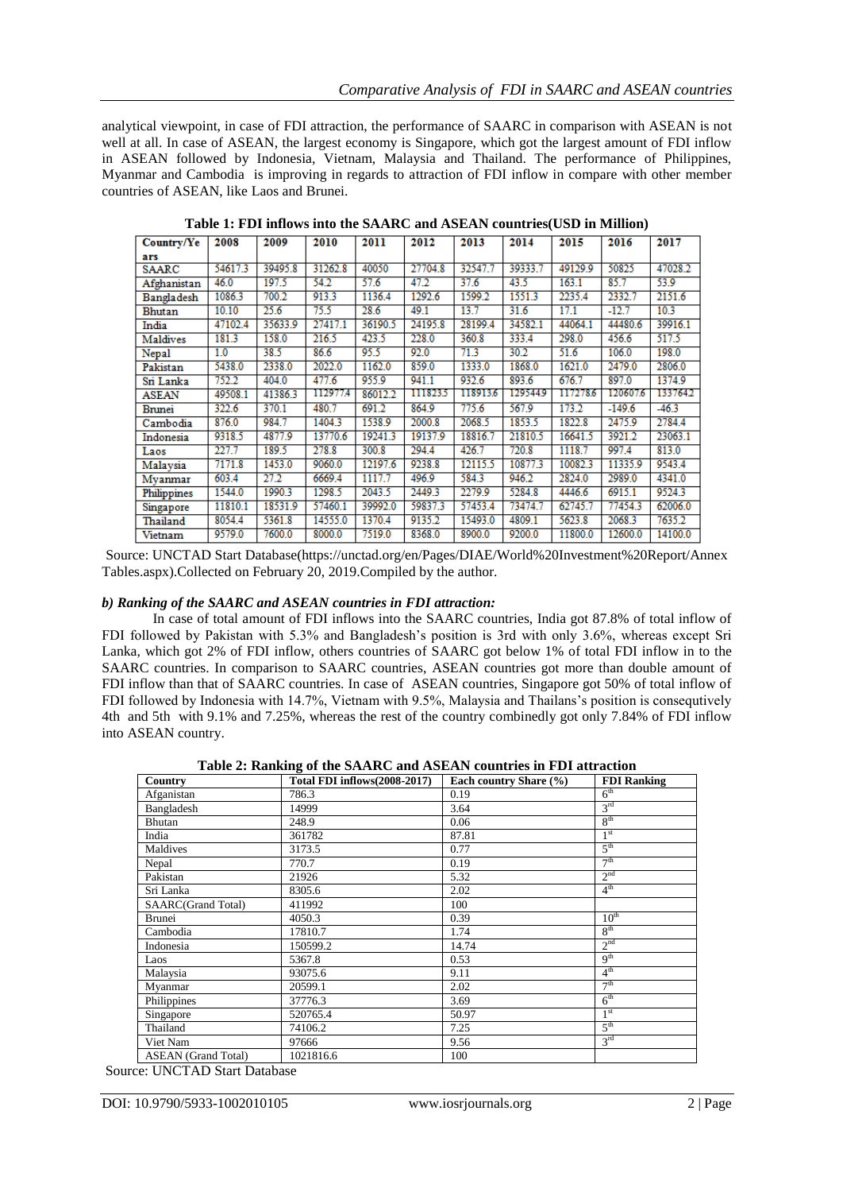analytical viewpoint, in case of FDI attraction, the performance of SAARC in comparison with ASEAN is not well at all. In case of ASEAN, the largest economy is Singapore, which got the largest amount of FDI inflow in ASEAN followed by Indonesia, Vietnam, Malaysia and Thailand. The performance of Philippines, Myanmar and Cambodia is improving in regards to attraction of FDI inflow in compare with other member countries of ASEAN, like Laos and Brunei.

**Table 1: FDI inflows into the SAARC and ASEAN countries(USD in Million)**

| Country/Years | 2008 | 2009 | 2010 | 2011 | 2012 | 2013 | 2014 | 2015 | 2016 | 2017 |
|---|---|---|---|---|---|---|---|---|---|---|
| SAARC | 54617.3 | 39495.8 | 31262.8 | 40050 | 27704.8 | 32547.7 | 39333.7 | 49129.9 | 50825 | 47028.2 |
| Afghanistan | 46.0 | 197.5 | 54.2 | 57.6 | 47.2 | 37.6 | 43.5 | 163.1 | 85.7 | 53.9 |
| Bangladesh | 1086.3 | 700.2 | 913.3 | 1136.4 | 1292.6 | 1599.2 | 1551.3 | 2235.4 | 2332.7 | 2151.6 |
| Bhutan | 10.10 | 25.6 | 75.5 | 28.6 | 49.1 | 13.7 | 31.6 | 17.1 | -12.7 | 10.3 |
| India | 47102.4 | 35633.9 | 27417.1 | 36190.5 | 24195.8 | 28199.4 | 34582.1 | 44064.1 | 44480.6 | 39916.1 |
| Maldives | 181.3 | 158.0 | 216.5 | 423.5 | 228.0 | 360.8 | 333.4 | 298.0 | 456.6 | 517.5 |
| Nepal | 1.0 | 38.5 | 86.6 | 95.5 | 92.0 | 71.3 | 30.2 | 51.6 | 106.0 | 198.0 |
| Pakistan | 5438.0 | 2338.0 | 2022.0 | 1162.0 | 859.0 | 1333.0 | 1868.0 | 1621.0 | 2479.0 | 2806.0 |
| Sri Lanka | 752.2 | 404.0 | 477.6 | 955.9 | 941.1 | 932.6 | 893.6 | 676.7 | 897.0 | 1374.9 |
| ASEAN | 49508.1 | 41386.3 | 112977.4 | 86012.2 | 111823.5 | 118913.6 | 129544.9 | 117278.6 | 120607.6 | 133764.2 |
| Brunei | 322.6 | 370.1 | 480.7 | 691.2 | 864.9 | 775.6 | 567.9 | 173.2 | -149.6 | -46.3 |
| Cambodia | 876.0 | 984.7 | 1404.3 | 1538.9 | 2000.8 | 2068.5 | 1853.5 | 1822.8 | 2475.9 | 2784.4 |
| Indonesia | 9318.5 | 4877.9 | 13770.6 | 19241.3 | 19137.9 | 18816.7 | 21810.5 | 16641.5 | 3921.2 | 23063.1 |
| Laos | 227.7 | 189.5 | 278.8 | 300.8 | 294.4 | 426.7 | 720.8 | 1118.7 | 997.4 | 813.0 |
| Malaysia | 7171.8 | 1453.0 | 9060.0 | 12197.6 | 9238.8 | 12115.5 | 10877.3 | 10082.3 | 11335.9 | 9543.4 |
| Myanmar | 603.4 | 27.2 | 6669.4 | 1117.7 | 496.9 | 584.3 | 946.2 | 2824.0 | 2989.0 | 4341.0 |
| Philippines | 1544.0 | 1990.3 | 1298.5 | 2043.5 | 2449.3 | 2279.9 | 5284.8 | 4446.6 | 6915.1 | 9524.3 |
| Singapore | 11810.1 | 18531.9 | 57460.1 | 39992.0 | 59837.3 | 57453.4 | 73474.7 | 62745.7 | 77454.3 | 62006.0 |
| Thailand | 8054.4 | 5361.8 | 14555.0 | 1370.4 | 9135.2 | 15493.0 | 4809.1 | 5623.8 | 2068.3 | 7635.2 |
| Vietnam | 9579.0 | 7600.0 | 8000.0 | 7519.0 | 8368.0 | 8900.0 | 9200.0 | 11800.0 | 12600.0 | 14100.0 |

Source: UNCTAD Start Database(https://unctad.org/en/Pages/DIAE/World%20Investment%20Report/Annex Tables.aspx).Collected on February 20, 2019.Compiled by the author.

### *b) Ranking of the SAARC and ASEAN countries in FDI attraction:*

In case of total amount of FDI inflows into the SAARC countries, India got 87.8% of total inflow of FDI followed by Pakistan with 5.3% and Bangladesh's position is 3rd with only 3.6%, whereas except Sri Lanka, which got 2% of FDI inflow, others countries of SAARC got below 1% of total FDI inflow in to the SAARC countries. In comparison to SAARC countries, ASEAN countries got more than double amount of FDI inflow than that of SAARC countries. In case of ASEAN countries, Singapore got 50% of total inflow of FDI followed by Indonesia with 14.7%, Vietnam with 9.5%, Malaysia and Thailans's position is consequtively 4th and 5th with 9.1% and 7.25%, whereas the rest of the country combinedly got only 7.84% of FDI inflow into ASEAN country.

**Table 2: Ranking of the SAARC and ASEAN countries in FDI attraction**

| Country | Total FDI inflows(2008-2017) | Each country Share (%) | FDI Ranking |
|---|---|---|---|
| Afganistan | 786.3 | 0.19 | 6th |
| Bangladesh | 14999 | 3.64 | 3rd |
| Bhutan | 248.9 | 0.06 | 8th |
| India | 361782 | 87.81 | 1st |
| Maldives | 3173.5 | 0.77 | 5th |
| Nepal | 770.7 | 0.19 | 7th |
| Pakistan | 21926 | 5.32 | 2nd |
| Sri Lanka | 8305.6 | 2.02 | 4th |
| SAARC(Grand Total) | 411992 | 100 | |
| Brunei | 4050.3 | 0.39 | 10th |
| Cambodia | 17810.7 | 1.74 | 8th |
| Indonesia | 150599.2 | 14.74 | 2nd |
| Laos | 5367.8 | 0.53 | 9th |
| Malaysia | 93075.6 | 9.11 | 4th |
| Myanmar | 20599.1 | 2.02 | 7th |
| Philippines | 37776.3 | 3.69 | 6th |
| Singapore | 520765.4 | 50.97 | 1st |
| Thailand | 74106.2 | 7.25 | 5th |
| Viet Nam | 97666 | 9.56 | 3rd |
| ASEAN (Grand Total) | 1021816.6 | 100 | |

Source: UNCTAD Start Database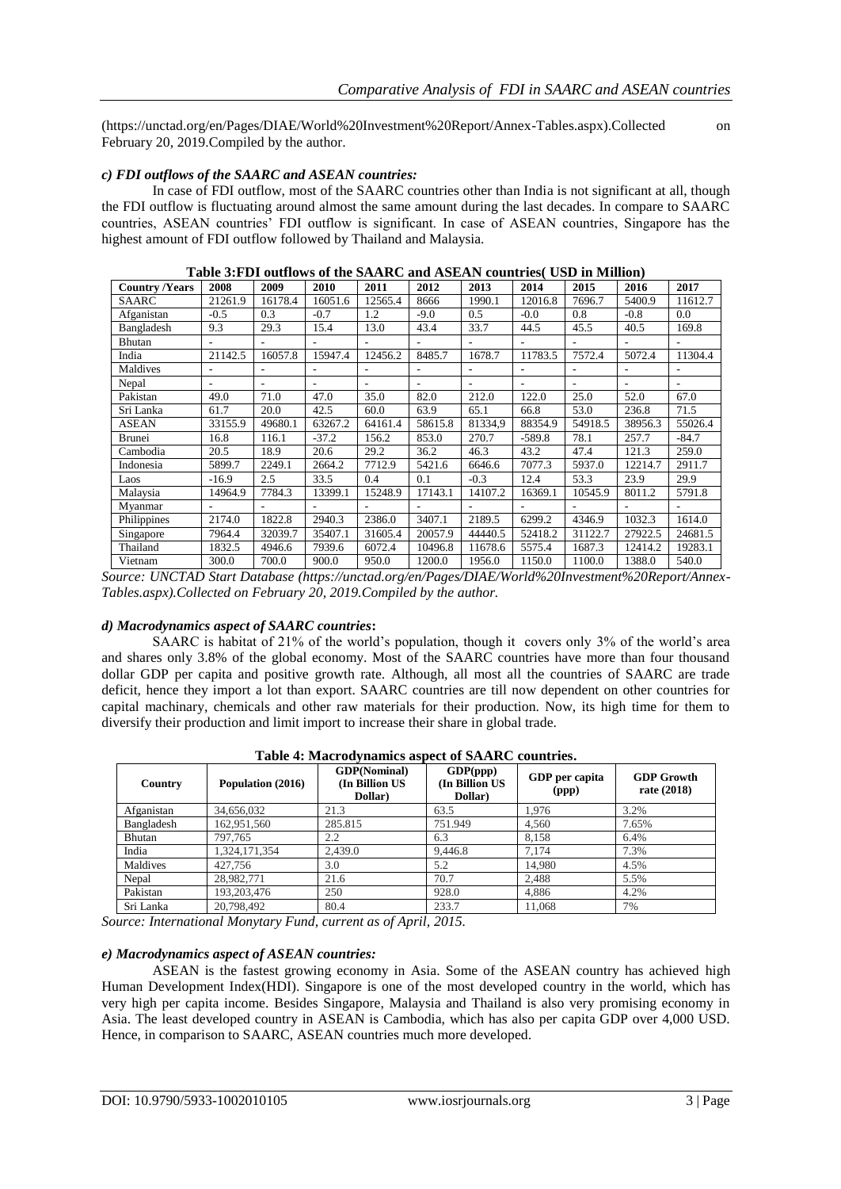(https://unctad.org/en/Pages/DIAE/World%20Investment%20Report/Annex-Tables.aspx).Collected on February 20, 2019.Compiled by the author.

### *c) FDI outflows of the SAARC and ASEAN countries:*

In case of FDI outflow, most of the SAARC countries other than India is not significant at all, though the FDI outflow is fluctuating around almost the same amount during the last decades. In compare to SAARC countries, ASEAN countries' FDI outflow is significant. In case of ASEAN countries, Singapore has the highest amount of FDI outflow followed by Thailand and Malaysia.

**Table 3:FDI outflows of the SAARC and ASEAN countries( USD in Million)**

| Country /Years | 2008 | 2009 | 2010 | 2011 | 2012 | 2013 | 2014 | 2015 | 2016 | 2017 |
|---|---|---|---|---|---|---|---|---|---|---|
| SAARC | 21261.9 | 16178.4 | 16051.6 | 12565.4 | 8666 | 1990.1 | 12016.8 | 7696.7 | 5400.9 | 11612.7 |
| Afganistan | -0.5 | 0.3 | -0.7 | 1.2 | -9.0 | 0.5 | -0.0 | 0.8 | -0.8 | 0.0 |
| Bangladesh | 9.3 | 29.3 | 15.4 | 13.0 | 43.4 | 33.7 | 44.5 | 45.5 | 40.5 | 169.8 |
| Bhutan | - | - | - | - | - | - | - | - | - | - |
| India | 21142.5 | 16057.8 | 15947.4 | 12456.2 | 8485.7 | 1678.7 | 11783.5 | 7572.4 | 5072.4 | 11304.4 |
| Maldives | - | - | - | - | - | - | - | - | - | - |
| Nepal | - | - | - | - | - | - | - | - | - | - |
| Pakistan | 49.0 | 71.0 | 47.0 | 35.0 | 82.0 | 212.0 | 122.0 | 25.0 | 52.0 | 67.0 |
| Sri Lanka | 61.7 | 20.0 | 42.5 | 60.0 | 63.9 | 65.1 | 66.8 | 53.0 | 236.8 | 71.5 |
| ASEAN | 33155.9 | 49680.1 | 63267.2 | 64161.4 | 58615.8 | 81334,9 | 88354.9 | 54918.5 | 38956.3 | 55026.4 |
| Brunei | 16.8 | 116.1 | -37.2 | 156.2 | 853.0 | 270.7 | -589.8 | 78.1 | 257.7 | -84.7 |
| Cambodia | 20.5 | 18.9 | 20.6 | 29.2 | 36.2 | 46.3 | 43.2 | 47.4 | 121.3 | 259.0 |
| Indonesia | 5899.7 | 2249.1 | 2664.2 | 7712.9 | 5421.6 | 6646.6 | 7077.3 | 5937.0 | 12214.7 | 2911.7 |
| Laos | -16.9 | 2.5 | 33.5 | 0.4 | 0.1 | -0.3 | 12.4 | 53.3 | 23.9 | 29.9 |
| Malaysia | 14964.9 | 7784.3 | 13399.1 | 15248.9 | 17143.1 | 14107.2 | 16369.1 | 10545.9 | 8011.2 | 5791.8 |
| Myanmar | - | - | - | - | - | - | - | - | - | - |
| Philippines | 2174.0 | 1822.8 | 2940.3 | 2386.0 | 3407.1 | 2189.5 | 6299.2 | 4346.9 | 1032.3 | 1614.0 |
| Singapore | 7964.4 | 32039.7 | 35407.1 | 31605.4 | 20057.9 | 44440.5 | 52418.2 | 31122.7 | 27922.5 | 24681.5 |
| Thailand | 1832.5 | 4946.6 | 7939.6 | 6072.4 | 10496.8 | 11678.6 | 5575.4 | 1687.3 | 12414.2 | 19283.1 |
| Vietnam | 300.0 | 700.0 | 900.0 | 950.0 | 1200.0 | 1956.0 | 1150.0 | 1100.0 | 1388.0 | 540.0 |

*Source: UNCTAD Start Database (https://unctad.org/en/Pages/DIAE/World%20Investment%20Report/Annex-Tables.aspx).Collected on February 20, 2019.Compiled by the author.*

### *d) Macrodynamics aspect of SAARC countries***:**

SAARC is habitat of 21% of the world's population, though it covers only 3% of the world's area and shares only 3.8% of the global economy. Most of the SAARC countries have more than four thousand dollar GDP per capita and positive growth rate. Although, all most all the countries of SAARC are trade deficit, hence they import a lot than export. SAARC countries are till now dependent on other countries for capital machinary, chemicals and other raw materials for their production. Now, its high time for them to diversify their production and limit import to increase their share in global trade.

**Table 4: Macrodynamics aspect of SAARC countries.**

| Country | Population (2016) | GDP(Nominal) (In Billion US Dollar) | GDP(ppp) (In Billion US Dollar) | GDP per capita (ppp) | GDP Growth rate (2018) |
|---|---|---|---|---|---|
| Afganistan | 34,656,032 | 21.3 | 63.5 | 1,976 | 3.2% |
| Bangladesh | 162,951,560 | 285.815 | 751.949 | 4,560 | 7.65% |
| Bhutan | 797,765 | 2.2 | 6.3 | 8,158 | 6.4% |
| India | 1,324,171,354 | 2,439.0 | 9,446.8 | 7,174 | 7.3% |
| Maldives | 427,756 | 3.0 | 5.2 | 14,980 | 4.5% |
| Nepal | 28,982,771 | 21.6 | 70.7 | 2,488 | 5.5% |
| Pakistan | 193,203,476 | 250 | 928.0 | 4,886 | 4.2% |
| Sri Lanka | 20,798,492 | 80.4 | 233.7 | 11,068 | 7% |

*Source: International Monytary Fund, current as of April, 2015.*

### *e) Macrodynamics aspect of ASEAN countries:*

ASEAN is the fastest growing economy in Asia. Some of the ASEAN country has achieved high Human Development Index(HDI). Singapore is one of the most developed country in the world, which has very high per capita income. Besides Singapore, Malaysia and Thailand is also very promising economy in Asia. The least developed country in ASEAN is Cambodia, which has also per capita GDP over 4,000 USD. Hence, in comparison to SAARC, ASEAN countries much more developed.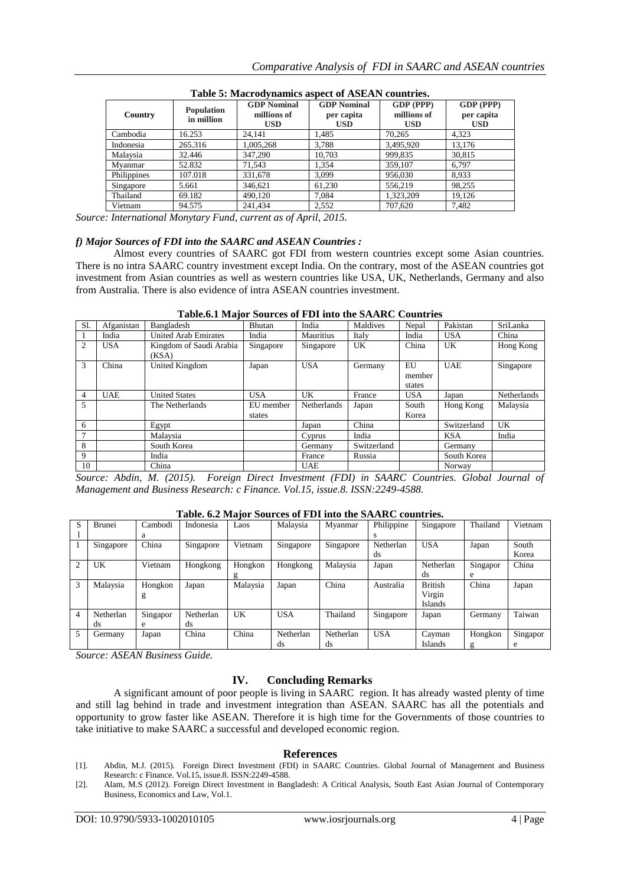**Table 5: Macrodynamics aspect of ASEAN countries.**

| Country | Population in million | GDP Nominal millions of USD | GDP Nominal per capita USD | GDP (PPP) millions of USD | GDP (PPP) per capita USD |
|---|---|---|---|---|---|
| Cambodia | 16.253 | 24,141 | 1,485 | 70,265 | 4,323 |
| Indonesia | 265.316 | 1,005,268 | 3,788 | 3,495,920 | 13,176 |
| Malaysia | 32.446 | 347,290 | 10,703 | 999,835 | 30,815 |
| Myanmar | 52.832 | 71,543 | 1,354 | 359,107 | 6,797 |
| Philippines | 107.018 | 331,678 | 3,099 | 956,030 | 8,933 |
| Singapore | 5.661 | 346,621 | 61,230 | 556,219 | 98,255 |
| Thailand | 69.182 | 490,120 | 7,084 | 1,323,209 | 19,126 |
| Vietnam | 94.575 | 241,434 | 2,552 | 707,620 | 7,482 |

*Source: International Monytary Fund, current as of April, 2015.*

***f) Major Sources of FDI into the SAARC and ASEAN Countries :***

Almost every countries of SAARC got FDI from western countries except some Asian countries. There is no intra SAARC country investment except India. On the contrary, most of the ASEAN countries got investment from Asian countries as well as western countries like USA, UK, Netherlands, Germany and also from Australia. There is also evidence of intra ASEAN countries investment.

**Table.6.1 Major Sources of FDI into the SAARC Countries**

| Sl. | Afganistan | Bangladesh | Bhutan | India | Maldives | Nepal | Pakistan | SriLanka |
|---|---|---|---|---|---|---|---|---|
| 1 | India | United Arab Emirates | India | Mauritius | Italy | India | USA | China |
| 2 | USA | Kingdom of Saudi Arabia (KSA) | Singapore | Singapore | UK | China | UK | Hong Kong |
| 3 | China | United Kingdom | Japan | USA | Germany | EU member states | UAE | Singapore |
| 4 | UAE | United States | USA | UK | France | USA | Japan | Netherlands |
| 5 | | The Netherlands | EU member states | Netherlands | Japan | South Korea | Hong Kong | Malaysia |
| 6 | | Egypt | | Japan | China | | Switzerland | UK |
| 7 | | Malaysia | | Cyprus | India | | KSA | India |
| 8 | | South Korea | | Germany | Switzerland | | Germany | |
| 9 | | India | | France | Russia | | South Korea | |
| 10 | | China | | UAE | | | Norway | |

*Source: Abdin, M. (2015). Foreign Direct Investment (FDI) in SAARC Countries. Global Journal of Management and Business Research: c Finance. Vol.15, issue.8. ISSN:2249-4588.*

**Table. 6.2 Major Sources of FDI into the SAARC countries.**

| Sl | Brunei | Cambodia | Indonesia | Laos | Malaysia | Myanmar | Philippines | Singapore | Thailand | Vietnam |
|---|---|---|---|---|---|---|---|---|---|---|
| 1 | Singapore | China | Singapore | Vietnam | Singapore | Singapore | Netherlands | USA | Japan | South Korea |
| 2 | UK | Vietnam | Hongkong | Hongkong | Hongkong | Malaysia | Japan | Netherlands | Singapore | China |
| 3 | Malaysia | Hongkong | Japan | Malaysia | Japan | China | Australia | British Virgin Islands | China | Japan |
| 4 | Netherlands | Singapore | Netherlands | UK | USA | Thailand | Singapore | Japan | Germany | Taiwan |
| 5 | Germany | Japan | China | China | Netherlands | Netherlands | USA | Cayman Islands | Hongkong | Singapore |

*Source: ASEAN Business Guide.*

## IV. Concluding Remarks

A significant amount of poor people is living in SAARC region. It has already wasted plenty of time and still lag behind in trade and investment integration than ASEAN. SAARC has all the potentials and opportunity to grow faster like ASEAN. Therefore it is high time for the Governments of those countries to take initiative to make SAARC a successful and developed economic region.

## References

[1]. Abdin, M.J. (2015). Foreign Direct Investment (FDI) in SAARC Countries. Global Journal of Management and Business Research: c Finance. Vol.15, issue.8. ISSN:2249-4588.

[2]. Alam, M.S (2012). Foreign Direct Investment in Bangladesh: A Critical Analysis, South East Asian Journal of Contemporary Business, Economics and Law, Vol.1.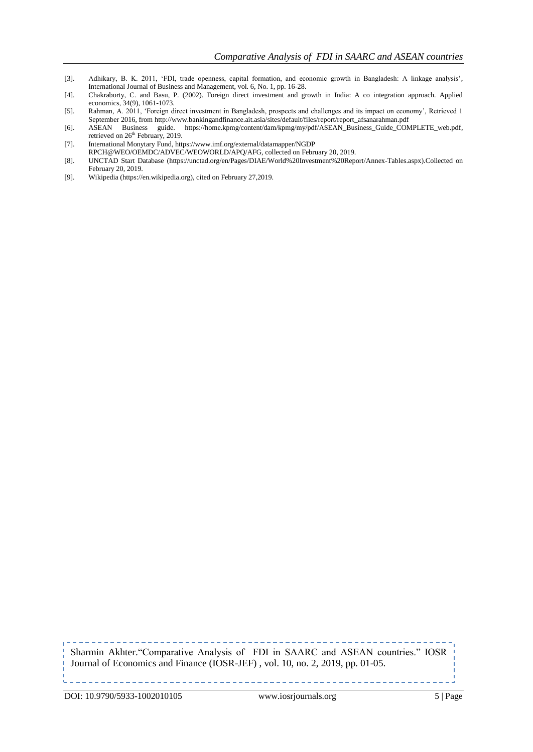[3]. Adhikary, B. K. 2011, 'FDI, trade openness, capital formation, and economic growth in Bangladesh: A linkage analysis', International Journal of Business and Management, vol. 6, No. 1, pp. 16-28.

[4]. Chakraborty, C. and Basu, P. (2002). Foreign direct investment and growth in India: A co integration approach. Applied economics, 34(9), 1061-1073.

[5]. Rahman, A. 2011, 'Foreign direct investment in Bangladesh, prospects and challenges and its impact on economy', Retrieved 1 September 2016, from http://www.bankingandfinance.ait.asia/sites/default/files/report/report_afsanarahman.pdf

[6]. ASEAN Business guide. https://home.kpmg/content/dam/kpmg/my/pdf/ASEAN_Business_Guide_COMPLETE_web.pdf, retrieved on 26th February, 2019.

[7]. International Monytary Fund, https://www.imf.org/external/datamapper/NGDP RPCH@WEO/OEMDC/ADVEC/WEOWORLD/APQ/AFG, collected on February 20, 2019.

[8]. UNCTAD Start Database (https://unctad.org/en/Pages/DIAE/World%20Investment%20Report/Annex-Tables.aspx).Collected on February 20, 2019.

[9]. Wikipedia (https://en.wikipedia.org), cited on February 27,2019.

Sharmin Akhter."Comparative Analysis of FDI in SAARC and ASEAN countries." IOSR Journal of Economics and Finance (IOSR-JEF) , vol. 10, no. 2, 2019, pp. 01-05.